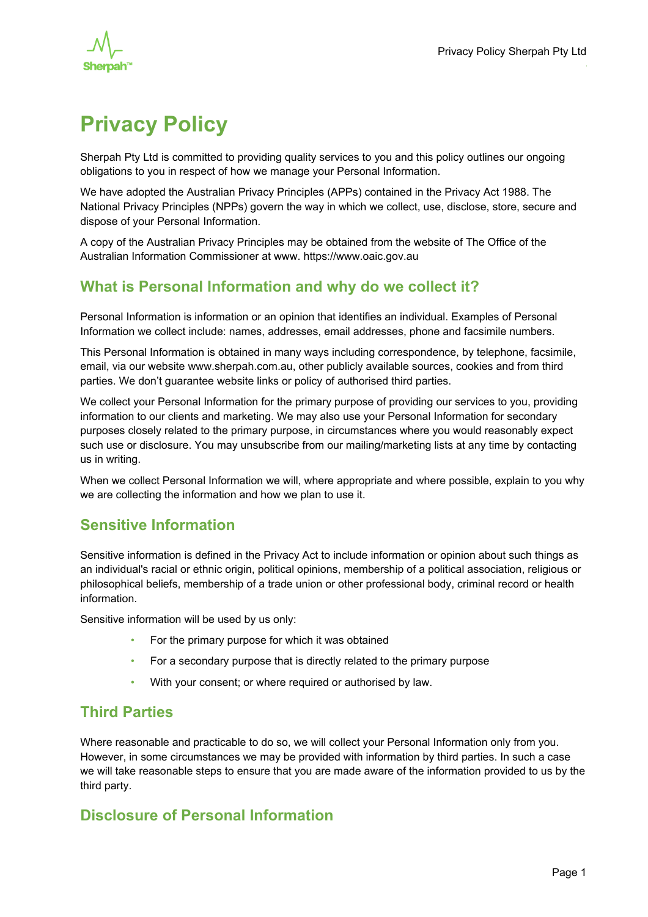# Privacy Policy

Sherpah Pty Ltd is committed to providing quality services to you and this policy outlines our ongoing obligations to you in respect of how we manage your Personal Information.

We have adopted the Australian Privacy Principles (APPs) contained in the Privacy Act 1988. The National Privacy Principles (NPPs) govern the way in which we collect, use, disclose, store, secure and dispose of your Personal Information.

A copy of the Australian Privacy Principles may be obtained from the website of The Office of the Australian Information Commissioner at www. https://www.oaic.gov.au

## What is Personal Information and why do we collect it?

Personal Information is information or an opinion that identifies an individual. Examples of Personal Information we collect include: names, addresses, email addresses, phone and facsimile numbers.

This Personal Information is obtained in many ways including correspondence, by telephone, facsimile, email, via our website www.sherpah.com.au, other publicly available sources, cookies and from third parties. We don't guarantee website links or policy of authorised third parties.

We collect your Personal Information for the primary purpose of providing our services to you, providing information to our clients and marketing. We may also use your Personal Information for secondary purposes closely related to the primary purpose, in circumstances where you would reasonably expect such use or disclosure. You may unsubscribe from our mailing/marketing lists at any time by contacting us in writing.

When we collect Personal Information we will, where appropriate and where possible, explain to you why we are collecting the information and how we plan to use it.

## Sensitive Information

Sensitive information is defined in the Privacy Act to include information or opinion about such things as an individual's racial or ethnic origin, political opinions, membership of a political association, religious or philosophical beliefs, membership of a trade union or other professional body, criminal record or health information.

Sensitive information will be used by us only:

- For the primary purpose for which it was obtained
- For a secondary purpose that is directly related to the primary purpose
- With your consent; or where required or authorised by law.

## Third Parties

Where reasonable and practicable to do so, we will collect your Personal Information only from you. However, in some circumstances we may be provided with information by third parties. In such a case we will take reasonable steps to ensure that you are made aware of the information provided to us by the third party.

## Disclosure of Personal Information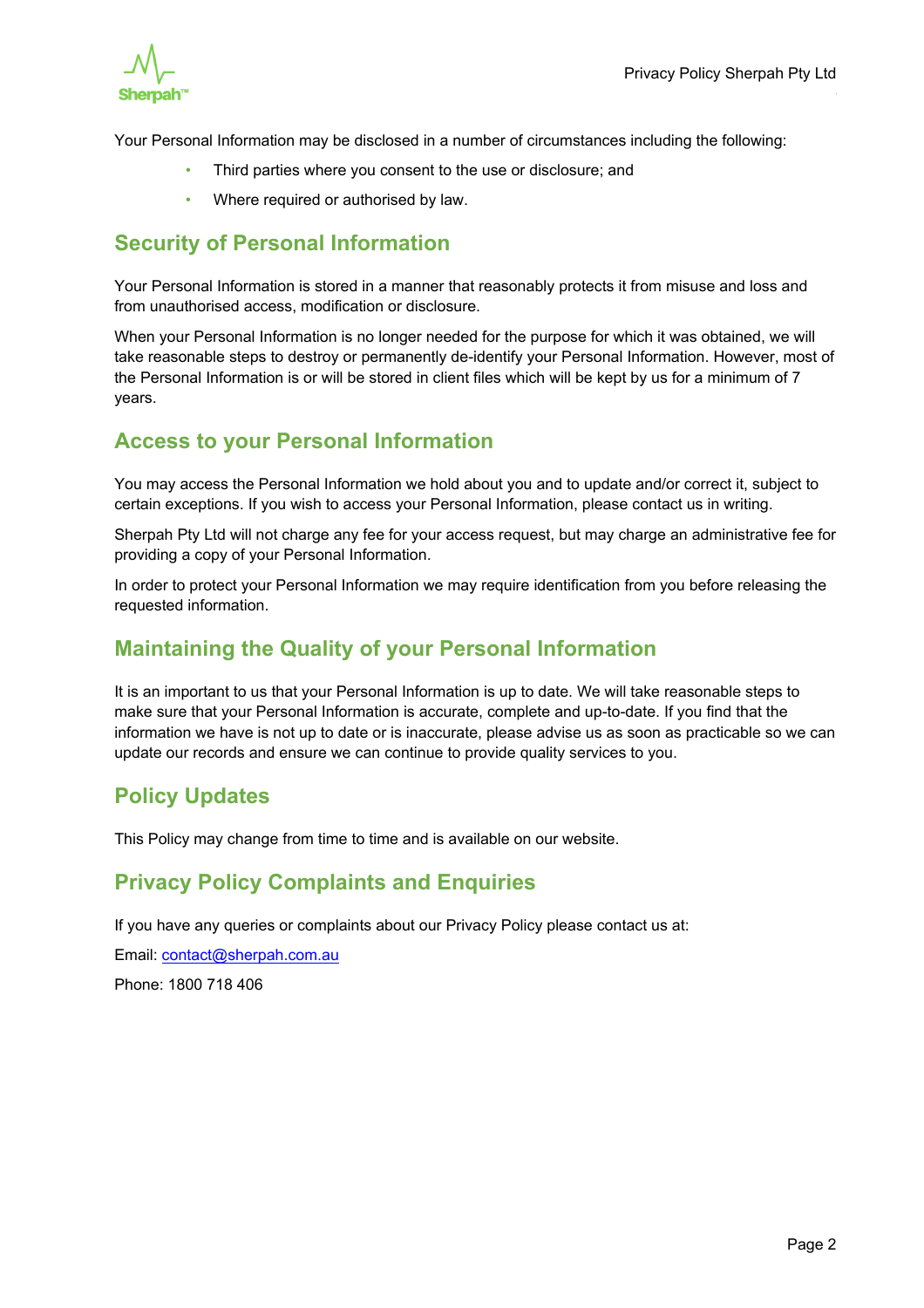Your Personal Information may be disclosed in a number of circumstances including the following:

- Third parties where you consent to the use or disclosure; and
- Where required or authorised by law.

## Security of Personal Information

Your Personal Information is stored in a manner that reasonably protects it from misuse and loss and from unauthorised access, modification or disclosure.

When your Personal Information is no longer needed for the purpose for which it was obtained, we will take reasonable steps to destroy or permanently de-identify your Personal Information. However, most of the Personal Information is or will be stored in client files which will be kept by us for a minimum of 7 years.

## Access to your Personal Information

You may access the Personal Information we hold about you and to update and/or correct it, subject to certain exceptions. If you wish to access your Personal Information, please contact us in writing.

Sherpah Pty Ltd will not charge any fee for your access request, but may charge an administrative fee for providing a copy of your Personal Information.

In order to protect your Personal Information we may require identification from you before releasing the requested information.

## Maintaining the Quality of your Personal Information

It is an important to us that your Personal Information is up to date. We will take reasonable steps to make sure that your Personal Information is accurate, complete and up-to-date. If you find that the information we have is not up to date or is inaccurate, please advise us as soon as practicable so we can update our records and ensure we can continue to provide quality services to you.

## Policy Updates

This Policy may change from time to time and is available on our website.

## Privacy Policy Complaints and Enquiries

If you have any queries or complaints about our Privacy Policy please contact us at:

Email: contact@sherpah.com.au

Phone: 1800 718 406